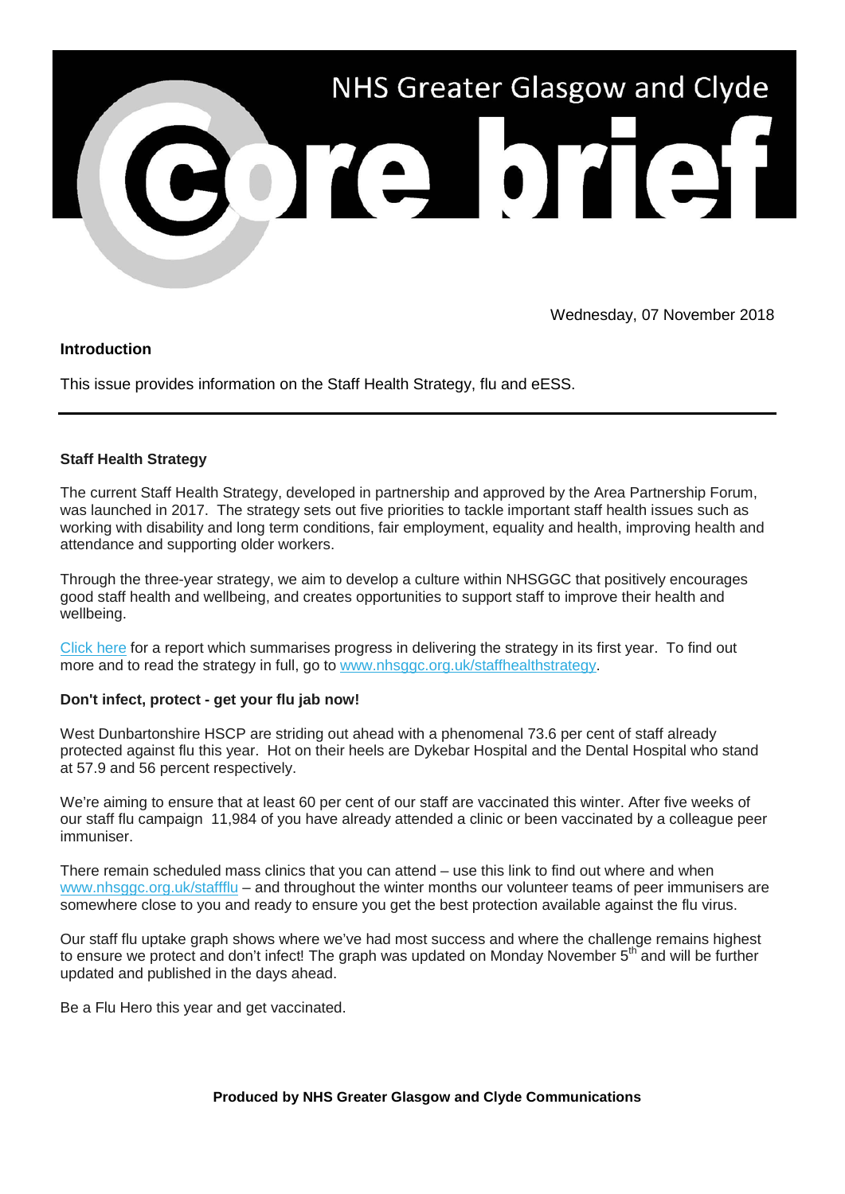# NHS Greater Glasgow and Clyde Core brief

Wednesday, 07 November 2018

**Introduction**

This issue provides information on the Staff Health Strategy, flu and eESS.

---

**Staff Health Strategy**

The current Staff Health Strategy, developed in partnership and approved by the Area Partnership Forum, was launched in 2017. The strategy sets out five priorities to tackle important staff health issues such as working with disability and long term conditions, fair employment, equality and health, improving health and attendance and supporting older workers.

Through the three-year strategy, we aim to develop a culture within NHSGGC that positively encourages good staff health and wellbeing, and creates opportunities to support staff to improve their health and wellbeing.

Click here for a report which summarises progress in delivering the strategy in its first year. To find out more and to read the strategy in full, go to www.nhsggc.org.uk/staffhealthstrategy.

**Don't infect, protect - get your flu jab now!**

West Dunbartonshire HSCP are striding out ahead with a phenomenal 73.6 per cent of staff already protected against flu this year. Hot on their heels are Dykebar Hospital and the Dental Hospital who stand at 57.9 and 56 percent respectively.

We're aiming to ensure that at least 60 per cent of our staff are vaccinated this winter. After five weeks of our staff flu campaign 11,984 of you have already attended a clinic or been vaccinated by a colleague peer immuniser.

There remain scheduled mass clinics that you can attend – use this link to find out where and when www.nhsggc.org.uk/staffflu – and throughout the winter months our volunteer teams of peer immunisers are somewhere close to you and ready to ensure you get the best protection available against the flu virus.

Our staff flu uptake graph shows where we've had most success and where the challenge remains highest to ensure we protect and don't infect! The graph was updated on Monday November 5th and will be further updated and published in the days ahead.

Be a Flu Hero this year and get vaccinated.

**Produced by NHS Greater Glasgow and Clyde Communications**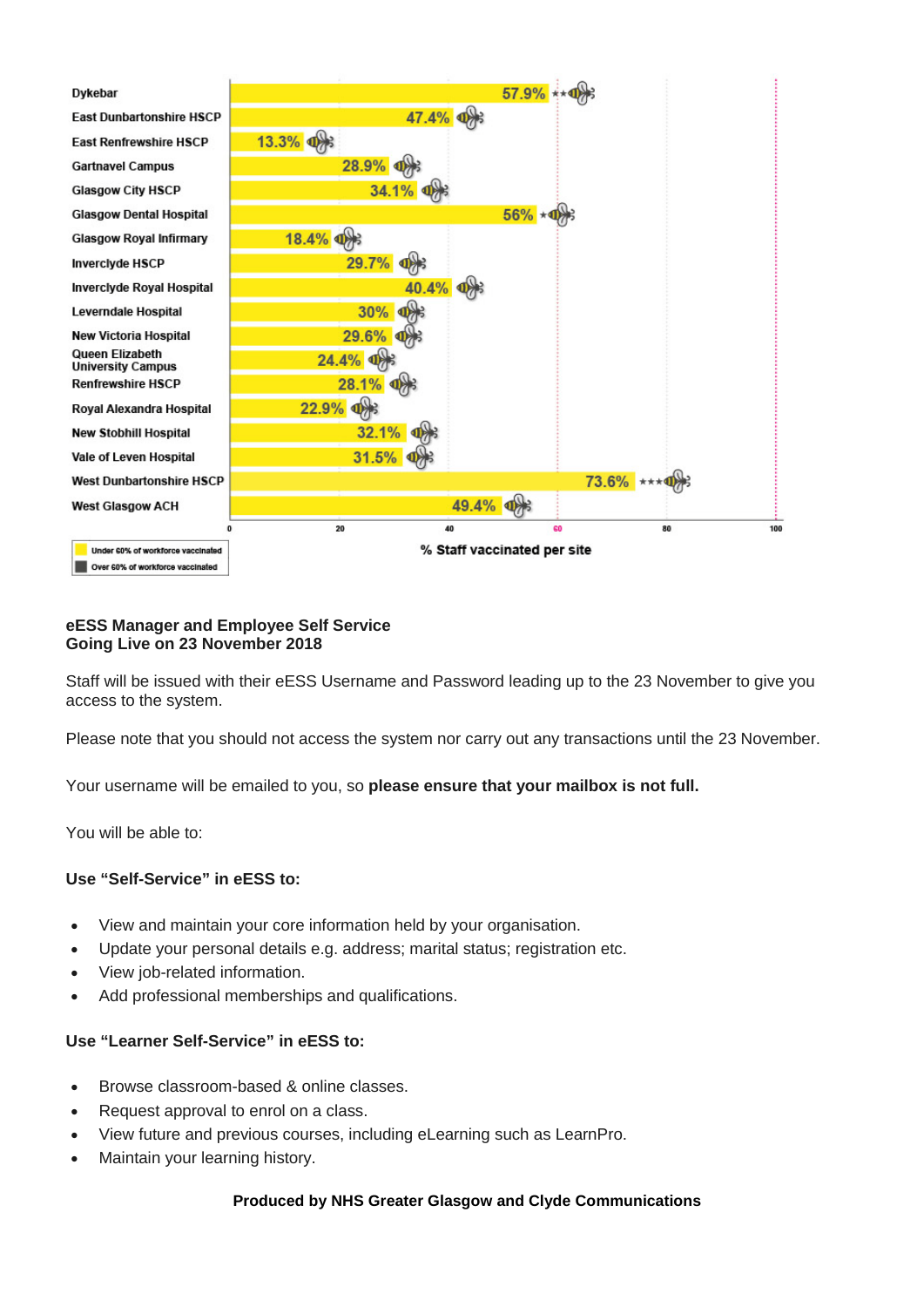| Site | % Staff vaccinated |
|---|---|
| Dykebar | 57.9% ★★ |
| East Dunbartonshire HSCP | 47.4% |
| East Renfrewshire HSCP | 13.3% |
| Gartnavel Campus | 28.9% |
| Glasgow City HSCP | 34.1% |
| Glasgow Dental Hospital | 56% ★ |
| Glasgow Royal Infirmary | 18.4% |
| Inverclyde HSCP | 29.7% |
| Inverclyde Royal Hospital | 40.4% |
| Leverndale Hospital | 30% |
| New Victoria Hospital | 29.6% |
| Queen Elizabeth University Campus | 24.4% |
| Renfrewshire HSCP | 28.1% |
| Royal Alexandra Hospital | 22.9% |
| New Stobhill Hospital | 32.1% |
| Vale of Leven Hospital | 31.5% |
| West Dunbartonshire HSCP | 73.6% ★★★ |
| West Glasgow ACH | 49.4% |

% Staff vaccinated per site

Under 60% of workforce vaccinated

Over 60% of workforce vaccinated

**eESS Manager and Employee Self Service**
**Going Live on 23 November 2018**

Staff will be issued with their eESS Username and Password leading up to the 23 November to give you access to the system.

Please note that you should not access the system nor carry out any transactions until the 23 November.

Your username will be emailed to you, so **please ensure that your mailbox is not full.**

You will be able to:

**Use "Self-Service" in eESS to:**

- View and maintain your core information held by your organisation.
- Update your personal details e.g. address; marital status; registration etc.
- View job-related information.
- Add professional memberships and qualifications.

**Use "Learner Self-Service" in eESS to:**

- Browse classroom-based & online classes.
- Request approval to enrol on a class.
- View future and previous courses, including eLearning such as LearnPro.
- Maintain your learning history.

**Produced by NHS Greater Glasgow and Clyde Communications**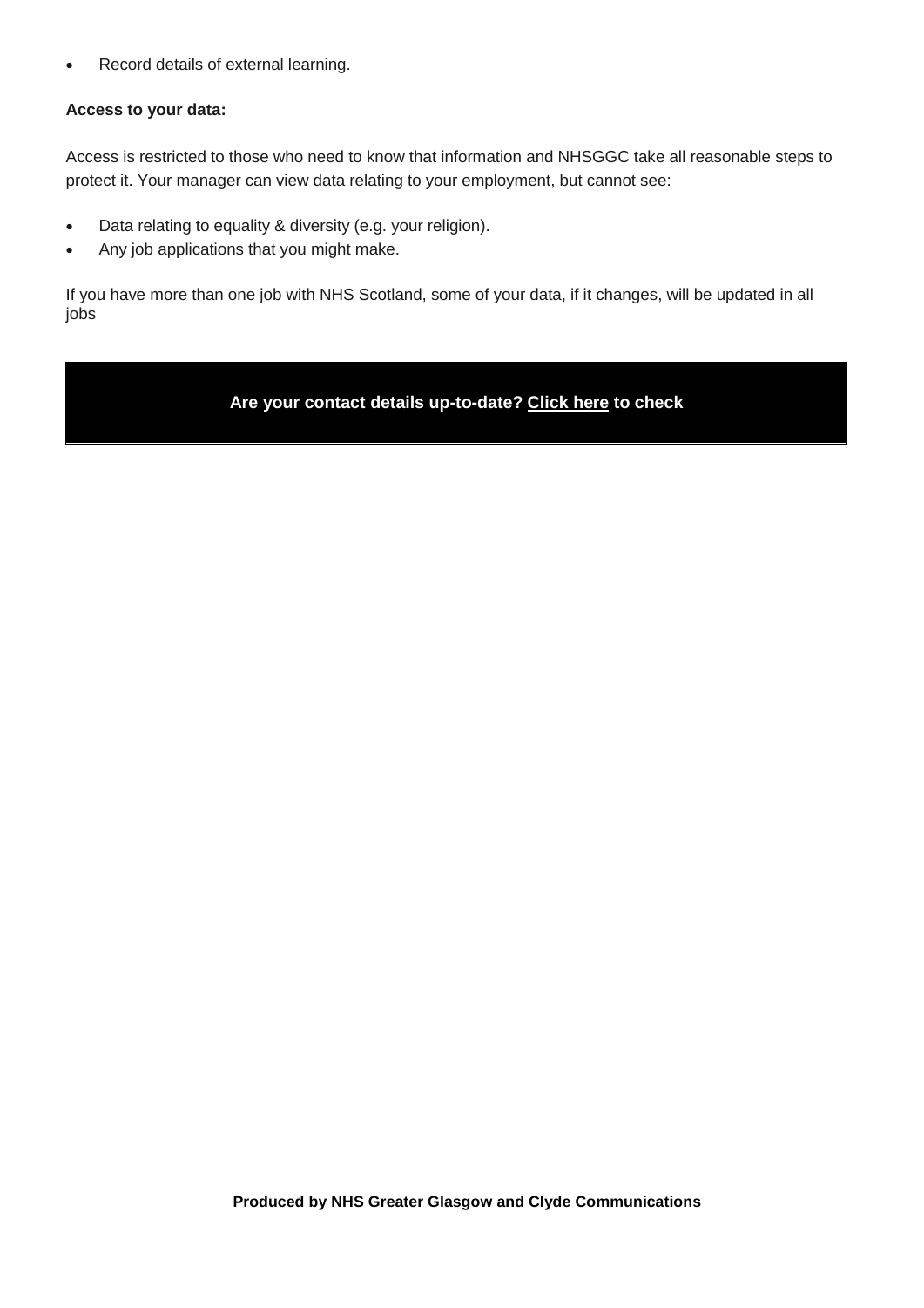- Record details of external learning.

**Access to your data:**

Access is restricted to those who need to know that information and NHSGGC take all reasonable steps to protect it. Your manager can view data relating to your employment, but cannot see:

- Data relating to equality & diversity (e.g. your religion).
- Any job applications that you might make.

If you have more than one job with NHS Scotland, some of your data, if it changes, will be updated in all jobs

**Are your contact details up-to-date? Click here to check**

**Produced by NHS Greater Glasgow and Clyde Communications**